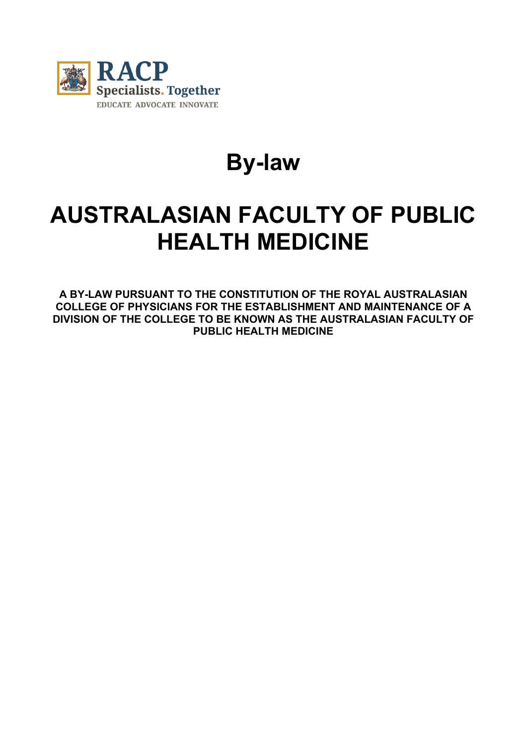RACP
Specialists. Together
EDUCATE ADVOCATE INNOVATE

# By-law

# AUSTRALASIAN FACULTY OF PUBLIC HEALTH MEDICINE

**A BY-LAW PURSUANT TO THE CONSTITUTION OF THE ROYAL AUSTRALASIAN COLLEGE OF PHYSICIANS FOR THE ESTABLISHMENT AND MAINTENANCE OF A DIVISION OF THE COLLEGE TO BE KNOWN AS THE AUSTRALASIAN FACULTY OF PUBLIC HEALTH MEDICINE**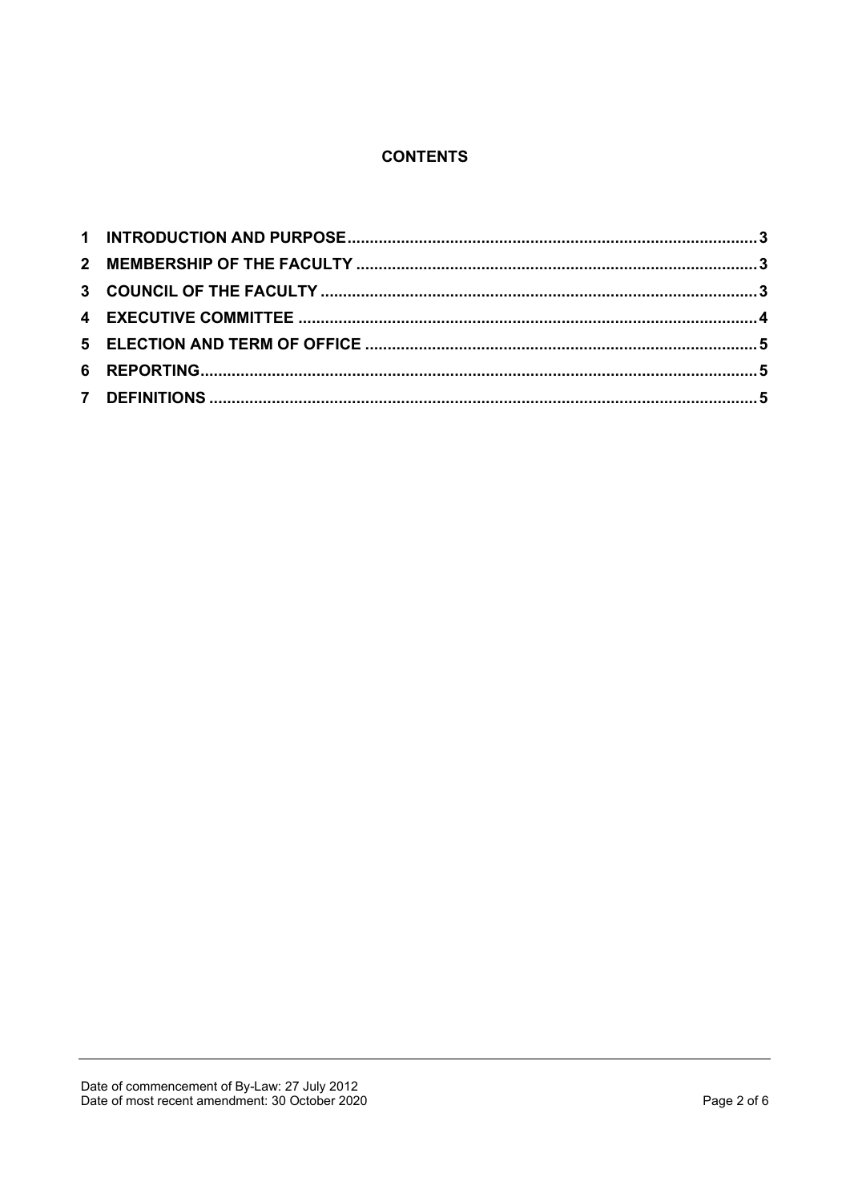## CONTENTS

| | | |
|---|---|---|
| 1 | INTRODUCTION AND PURPOSE | 3 |
| 2 | MEMBERSHIP OF THE FACULTY | 3 |
| 3 | COUNCIL OF THE FACULTY | 3 |
| 4 | EXECUTIVE COMMITTEE | 4 |
| 5 | ELECTION AND TERM OF OFFICE | 5 |
| 6 | REPORTING | 5 |
| 7 | DEFINITIONS | 5 |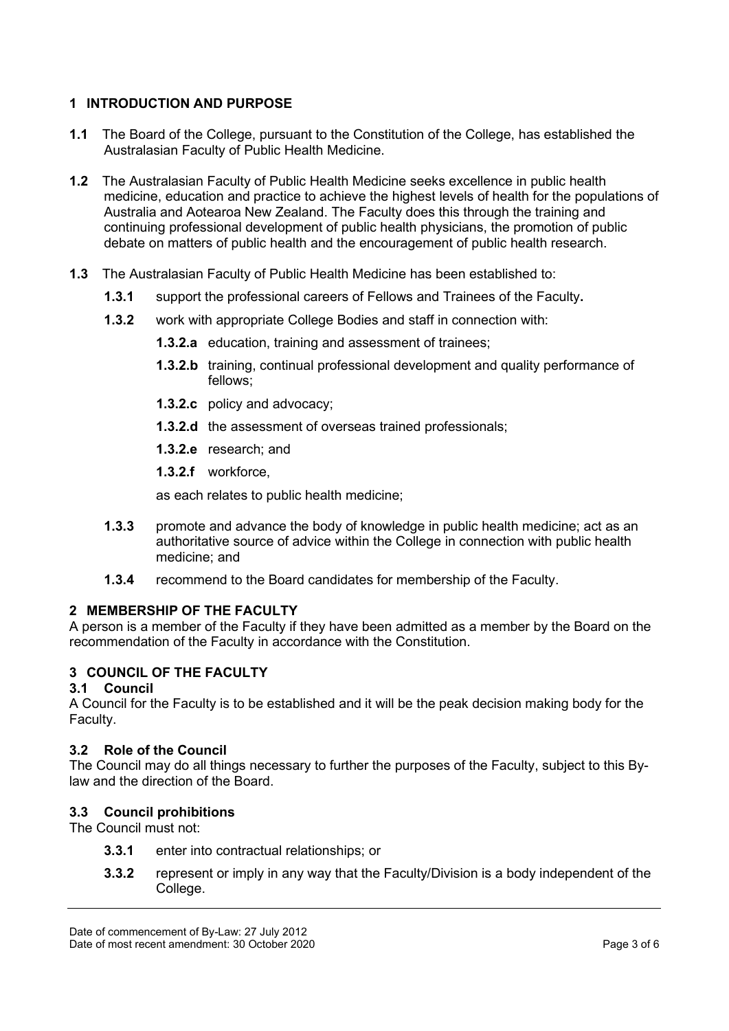## 1 INTRODUCTION AND PURPOSE

**1.1** The Board of the College, pursuant to the Constitution of the College, has established the Australasian Faculty of Public Health Medicine.

**1.2** The Australasian Faculty of Public Health Medicine seeks excellence in public health medicine, education and practice to achieve the highest levels of health for the populations of Australia and Aotearoa New Zealand. The Faculty does this through the training and continuing professional development of public health physicians, the promotion of public debate on matters of public health and the encouragement of public health research.

**1.3** The Australasian Faculty of Public Health Medicine has been established to:

- **1.3.1** support the professional careers of Fellows and Trainees of the Faculty**.**
- **1.3.2** work with appropriate College Bodies and staff in connection with:
  - **1.3.2.a** education, training and assessment of trainees;
  - **1.3.2.b** training, continual professional development and quality performance of fellows;
  - **1.3.2.c** policy and advocacy;
  - **1.3.2.d** the assessment of overseas trained professionals;
  - **1.3.2.e** research; and
  - **1.3.2.f** workforce,

  as each relates to public health medicine;
- **1.3.3** promote and advance the body of knowledge in public health medicine; act as an authoritative source of advice within the College in connection with public health medicine; and
- **1.3.4** recommend to the Board candidates for membership of the Faculty.

## 2 MEMBERSHIP OF THE FACULTY

A person is a member of the Faculty if they have been admitted as a member by the Board on the recommendation of the Faculty in accordance with the Constitution.

## 3 COUNCIL OF THE FACULTY

### 3.1 Council

A Council for the Faculty is to be established and it will be the peak decision making body for the Faculty.

### 3.2 Role of the Council

The Council may do all things necessary to further the purposes of the Faculty, subject to this By-law and the direction of the Board.

### 3.3 Council prohibitions

The Council must not:

- **3.3.1** enter into contractual relationships; or
- **3.3.2** represent or imply in any way that the Faculty/Division is a body independent of the College.

Date of commencement of By-Law: 27 July 2012
Date of most recent amendment: 30 October 2020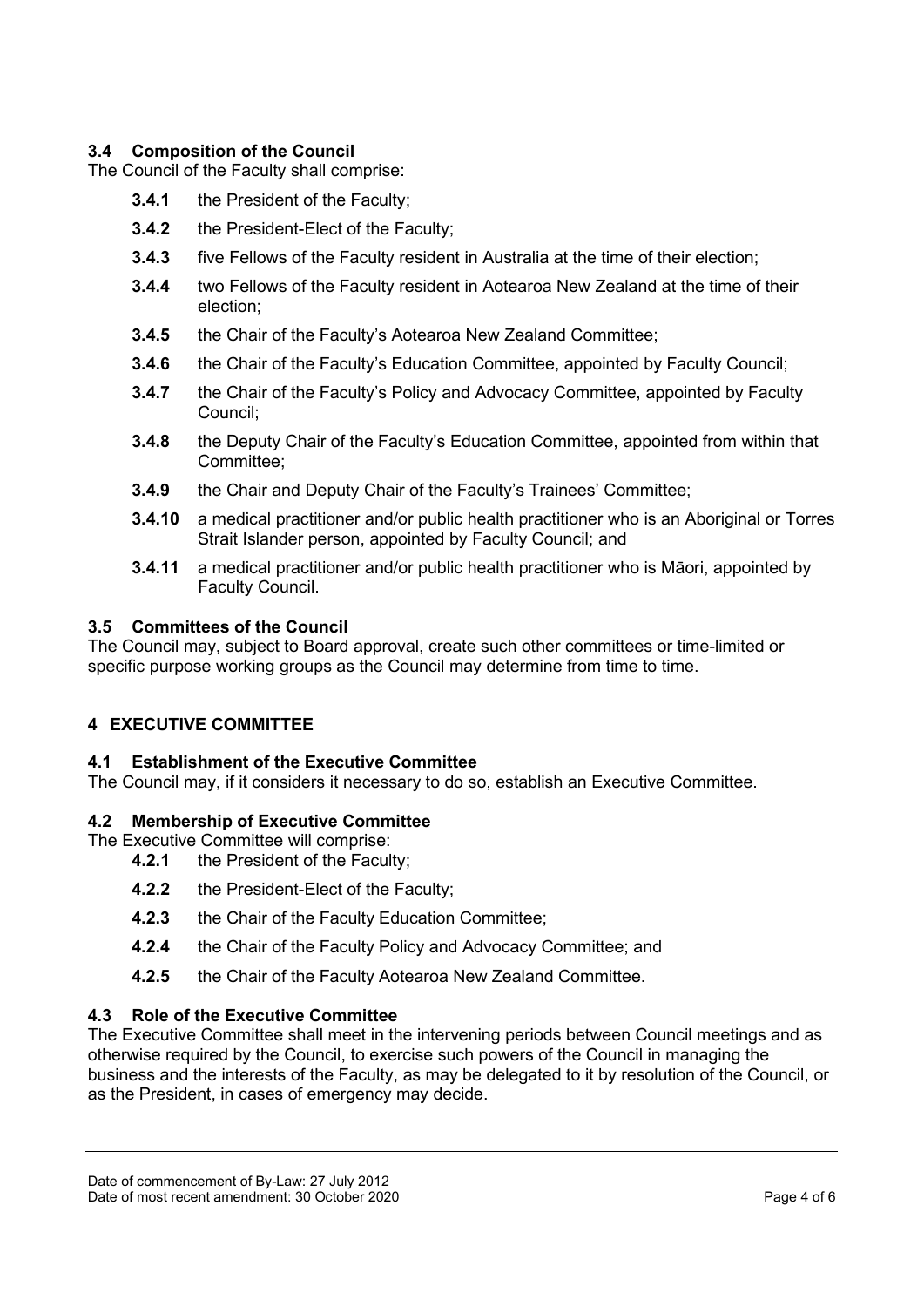### 3.4 Composition of the Council

The Council of the Faculty shall comprise:

- **3.4.1** the President of the Faculty;
- **3.4.2** the President-Elect of the Faculty;
- **3.4.3** five Fellows of the Faculty resident in Australia at the time of their election;
- **3.4.4** two Fellows of the Faculty resident in Aotearoa New Zealand at the time of their election;
- **3.4.5** the Chair of the Faculty's Aotearoa New Zealand Committee;
- **3.4.6** the Chair of the Faculty's Education Committee, appointed by Faculty Council;
- **3.4.7** the Chair of the Faculty's Policy and Advocacy Committee, appointed by Faculty Council;
- **3.4.8** the Deputy Chair of the Faculty's Education Committee, appointed from within that Committee;
- **3.4.9** the Chair and Deputy Chair of the Faculty's Trainees' Committee;
- **3.4.10** a medical practitioner and/or public health practitioner who is an Aboriginal or Torres Strait Islander person, appointed by Faculty Council; and
- **3.4.11** a medical practitioner and/or public health practitioner who is Māori, appointed by Faculty Council.

### 3.5 Committees of the Council

The Council may, subject to Board approval, create such other committees or time-limited or specific purpose working groups as the Council may determine from time to time.

## 4 EXECUTIVE COMMITTEE

### 4.1 Establishment of the Executive Committee

The Council may, if it considers it necessary to do so, establish an Executive Committee.

### 4.2 Membership of Executive Committee

The Executive Committee will comprise:

- **4.2.1** the President of the Faculty;
- **4.2.2** the President-Elect of the Faculty;
- **4.2.3** the Chair of the Faculty Education Committee;
- **4.2.4** the Chair of the Faculty Policy and Advocacy Committee; and
- **4.2.5** the Chair of the Faculty Aotearoa New Zealand Committee.

### 4.3 Role of the Executive Committee

The Executive Committee shall meet in the intervening periods between Council meetings and as otherwise required by the Council, to exercise such powers of the Council in managing the business and the interests of the Faculty, as may be delegated to it by resolution of the Council, or as the President, in cases of emergency may decide.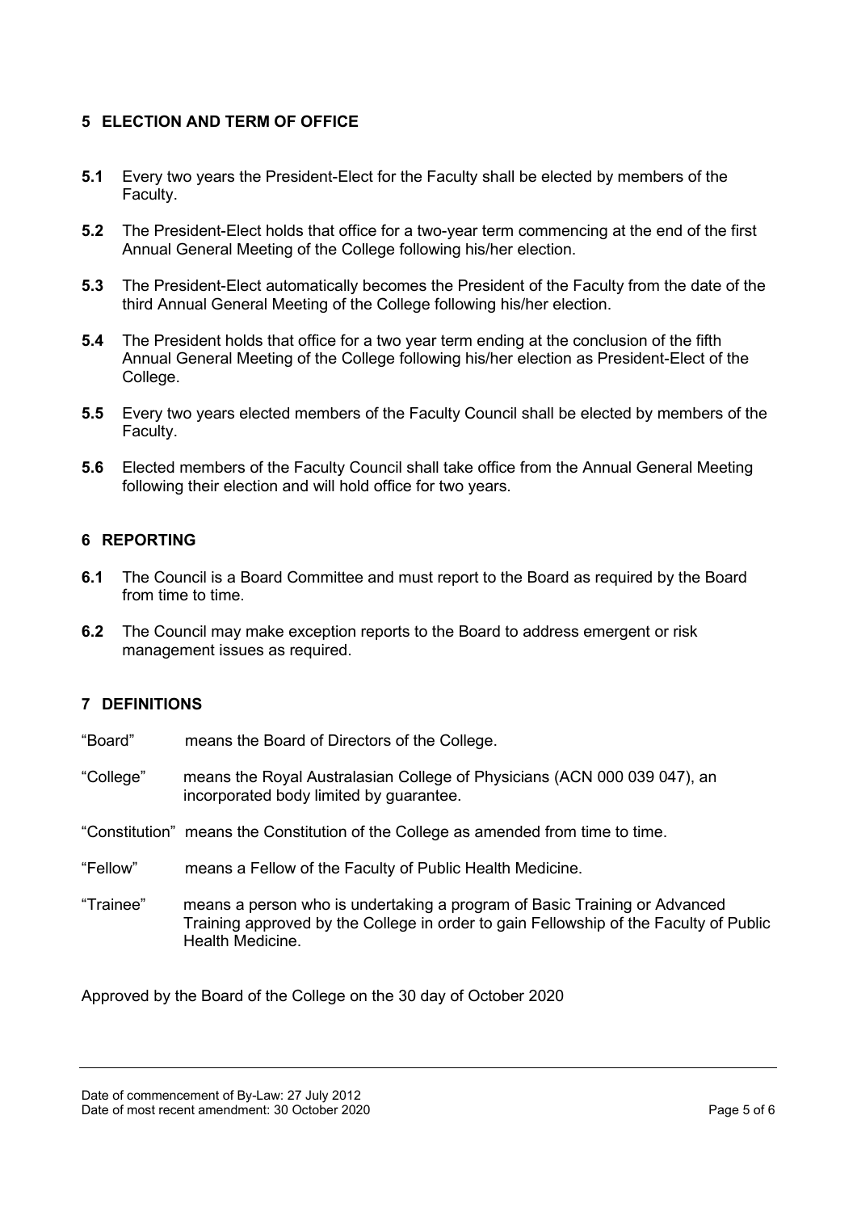## 5 ELECTION AND TERM OF OFFICE

**5.1** Every two years the President-Elect for the Faculty shall be elected by members of the Faculty.

**5.2** The President-Elect holds that office for a two-year term commencing at the end of the first Annual General Meeting of the College following his/her election.

**5.3** The President-Elect automatically becomes the President of the Faculty from the date of the third Annual General Meeting of the College following his/her election.

**5.4** The President holds that office for a two year term ending at the conclusion of the fifth Annual General Meeting of the College following his/her election as President-Elect of the College.

**5.5** Every two years elected members of the Faculty Council shall be elected by members of the Faculty.

**5.6** Elected members of the Faculty Council shall take office from the Annual General Meeting following their election and will hold office for two years.

## 6 REPORTING

**6.1** The Council is a Board Committee and must report to the Board as required by the Board from time to time.

**6.2** The Council may make exception reports to the Board to address emergent or risk management issues as required.

## 7 DEFINITIONS

"Board" means the Board of Directors of the College.

"College" means the Royal Australasian College of Physicians (ACN 000 039 047), an incorporated body limited by guarantee.

"Constitution" means the Constitution of the College as amended from time to time.

"Fellow" means a Fellow of the Faculty of Public Health Medicine.

"Trainee" means a person who is undertaking a program of Basic Training or Advanced Training approved by the College in order to gain Fellowship of the Faculty of Public Health Medicine.

Approved by the Board of the College on the 30 day of October 2020

Date of commencement of By-Law: 27 July 2012
Date of most recent amendment: 30 October 2020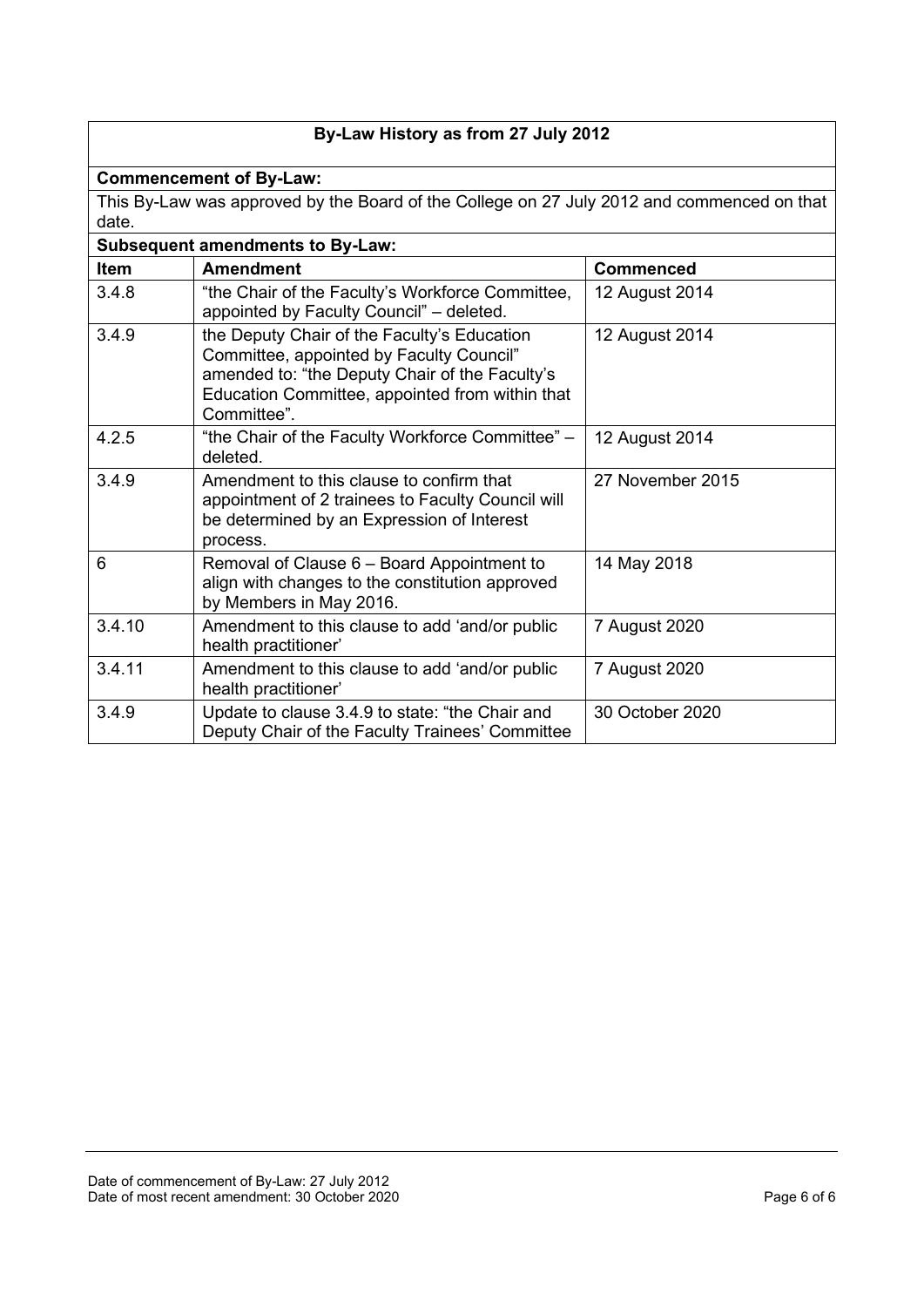**By-Law History as from 27 July 2012**

**Commencement of By-Law:**

This By-Law was approved by the Board of the College on 27 July 2012 and commenced on that date.

**Subsequent amendments to By-Law:**

| Item | Amendment | Commenced |
|---|---|---|
| 3.4.8 | "the Chair of the Faculty's Workforce Committee, appointed by Faculty Council" – deleted. | 12 August 2014 |
| 3.4.9 | the Deputy Chair of the Faculty's Education Committee, appointed by Faculty Council" amended to: "the Deputy Chair of the Faculty's Education Committee, appointed from within that Committee". | 12 August 2014 |
| 4.2.5 | "the Chair of the Faculty Workforce Committee" – deleted. | 12 August 2014 |
| 3.4.9 | Amendment to this clause to confirm that appointment of 2 trainees to Faculty Council will be determined by an Expression of Interest process. | 27 November 2015 |
| 6 | Removal of Clause 6 – Board Appointment to align with changes to the constitution approved by Members in May 2016. | 14 May 2018 |
| 3.4.10 | Amendment to this clause to add 'and/or public health practitioner' | 7 August 2020 |
| 3.4.11 | Amendment to this clause to add 'and/or public health practitioner' | 7 August 2020 |
| 3.4.9 | Update to clause 3.4.9 to state: "the Chair and Deputy Chair of the Faculty Trainees' Committee | 30 October 2020 |

Date of commencement of By-Law: 27 July 2012
Date of most recent amendment: 30 October 2020